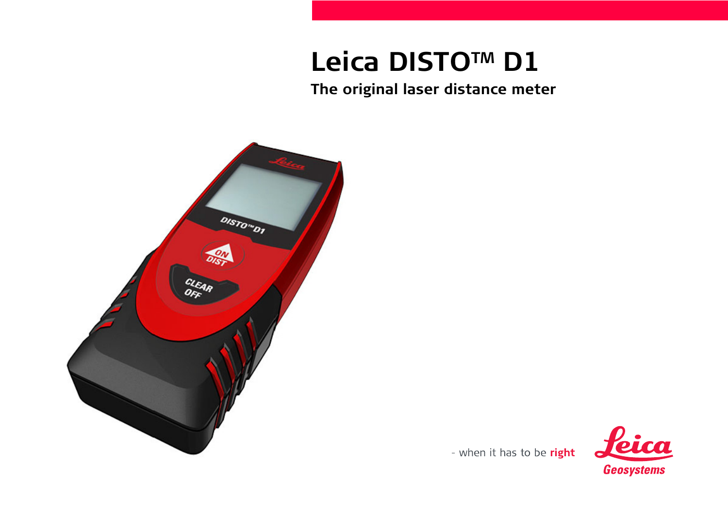# Leica DISTO™ D1

## The original laser distance meter

- when it has to be **right**

Leica Geosystems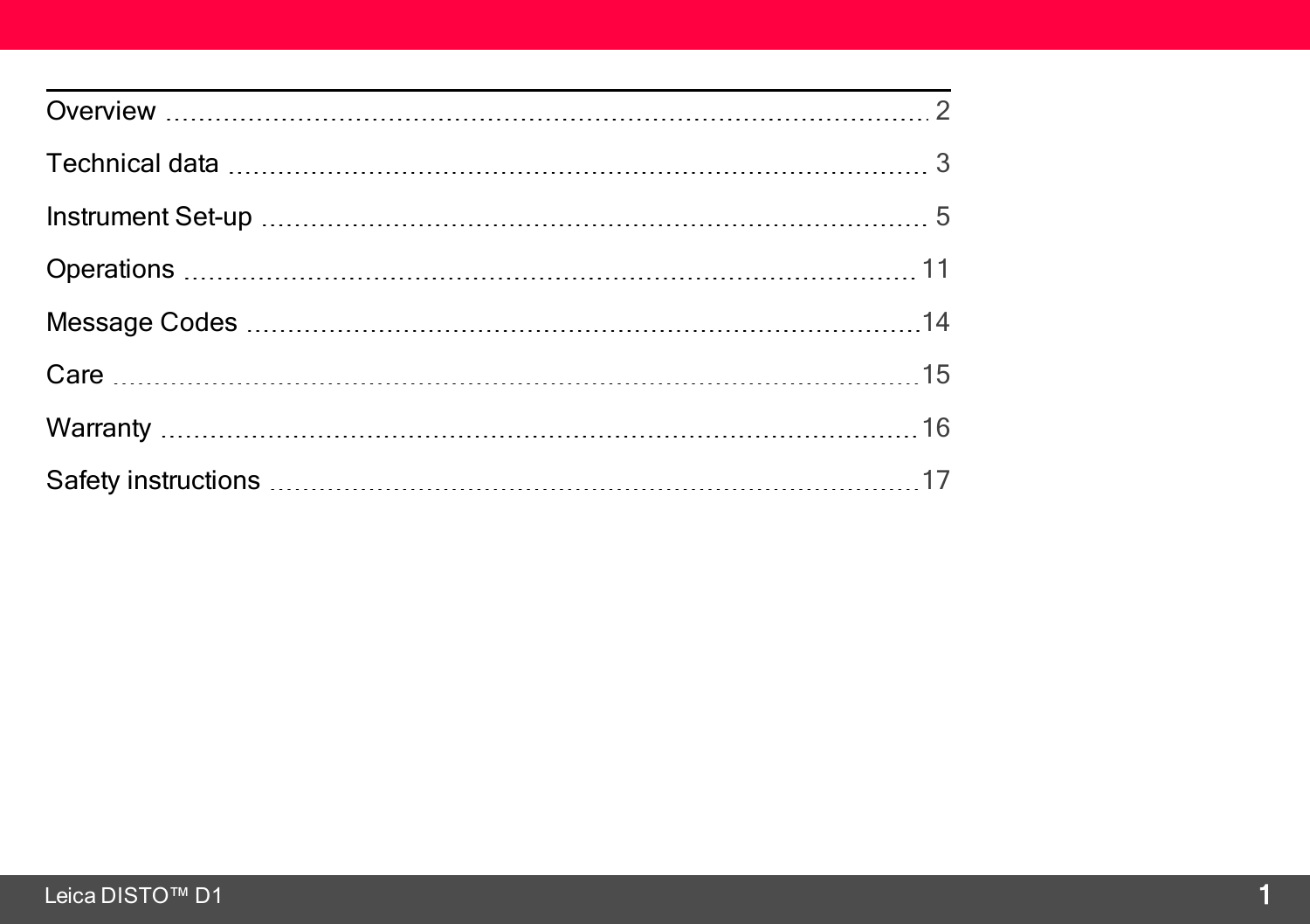| | |
|---|---|
| Overview | 2 |
| Technical data | 3 |
| Instrument Set-up | 5 |
| Operations | 11 |
| Message Codes | 14 |
| Care | 15 |
| Warranty | 16 |
| Safety instructions | 17 |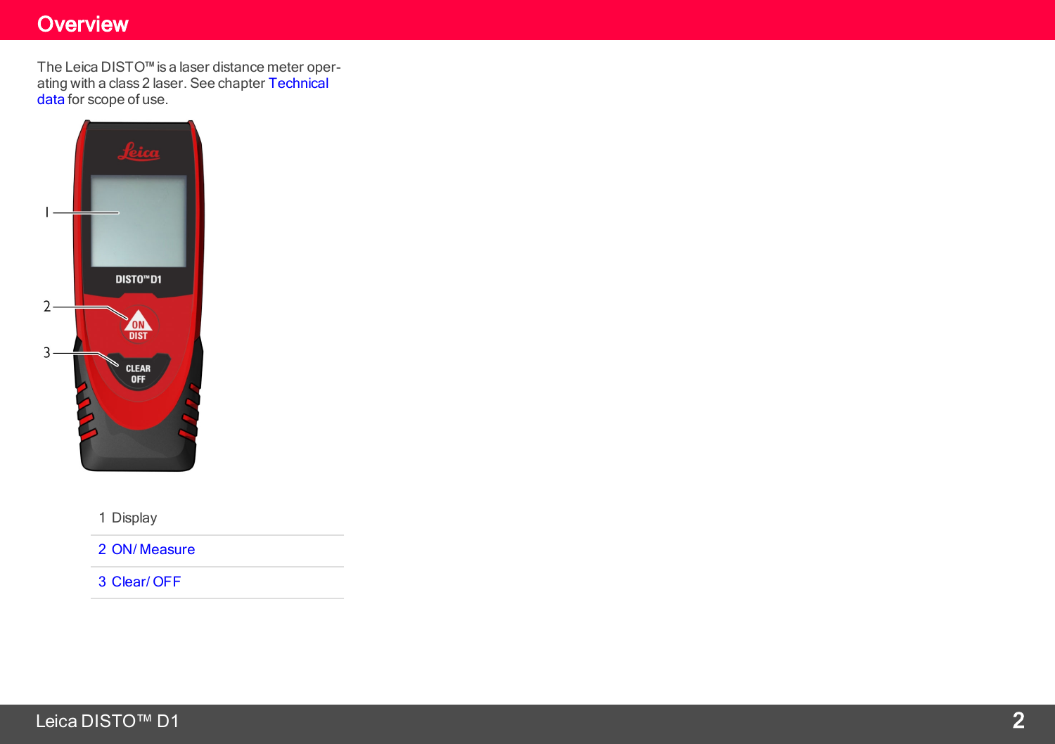# Overview

The Leica DISTO™ is a laser distance meter operating with a class 2 laser. See chapter Technical data for scope of use.

1 Display

2 ON/ Measure

3 Clear/ OFF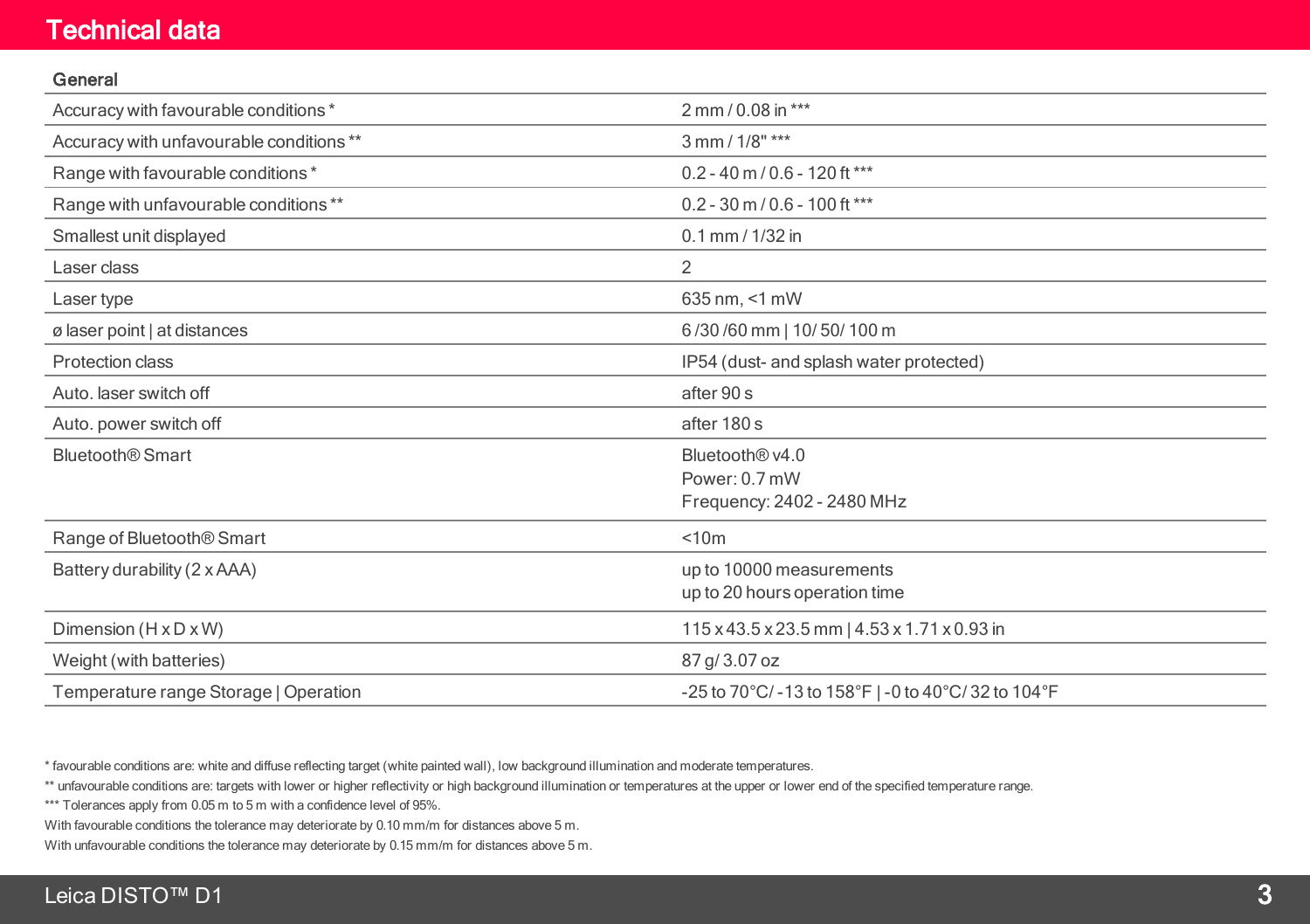# Technical data

| General | |
|---|---|
| Accuracy with favourable conditions * | 2 mm / 0.08 in *** |
| Accuracy with unfavourable conditions ** | 3 mm / 1/8" *** |
| Range with favourable conditions * | 0.2 - 40 m / 0.6 - 120 ft *** |
| Range with unfavourable conditions ** | 0.2 - 30 m / 0.6 - 100 ft *** |
| Smallest unit displayed | 0.1 mm / 1/32 in |
| Laser class | 2 |
| Laser type | 635 nm, <1 mW |
| ø laser point \| at distances | 6 /30 /60 mm \| 10/ 50/ 100 m |
| Protection class | IP54 (dust- and splash water protected) |
| Auto. laser switch off | after 90 s |
| Auto. power switch off | after 180 s |
| Bluetooth® Smart | Bluetooth® v4.0<br>Power: 0.7 mW<br>Frequency: 2402 - 2480 MHz |
| Range of Bluetooth® Smart | <10m |
| Battery durability (2 x AAA) | up to 10000 measurements<br>up to 20 hours operation time |
| Dimension (H x D x W) | 115 x 43.5 x 23.5 mm \| 4.53 x 1.71 x 0.93 in |
| Weight (with batteries) | 87 g/ 3.07 oz |
| Temperature range Storage \| Operation | -25 to 70°C/ -13 to 158°F \| -0 to 40°C/ 32 to 104°F |

\* favourable conditions are: white and diffuse reflecting target (white painted wall), low background illumination and moderate temperatures.

\*\* unfavourable conditions are: targets with lower or higher reflectivity or high background illumination or temperatures at the upper or lower end of the specified temperature range.

\*\*\* Tolerances apply from 0.05 m to 5 m with a confidence level of 95%.

With favourable conditions the tolerance may deteriorate by 0.10 mm/m for distances above 5 m.

With unfavourable conditions the tolerance may deteriorate by 0.15 mm/m for distances above 5 m.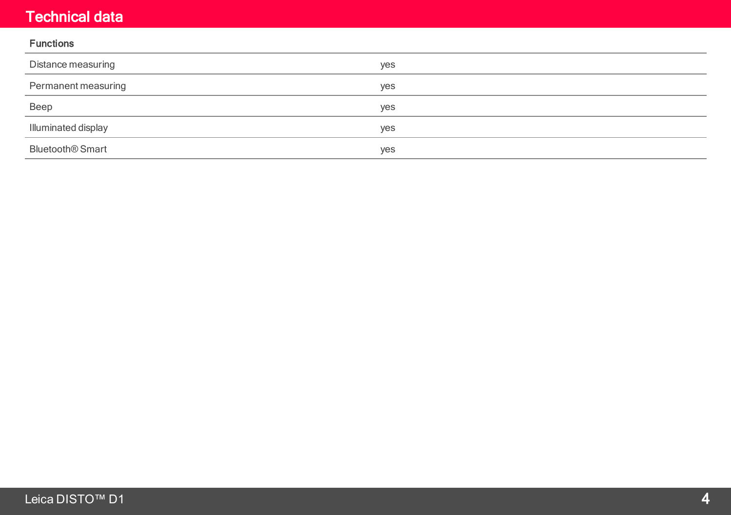# Technical data

| Functions | |
|---|---|
| Distance measuring | yes |
| Permanent measuring | yes |
| Beep | yes |
| Illuminated display | yes |
| Bluetooth® Smart | yes |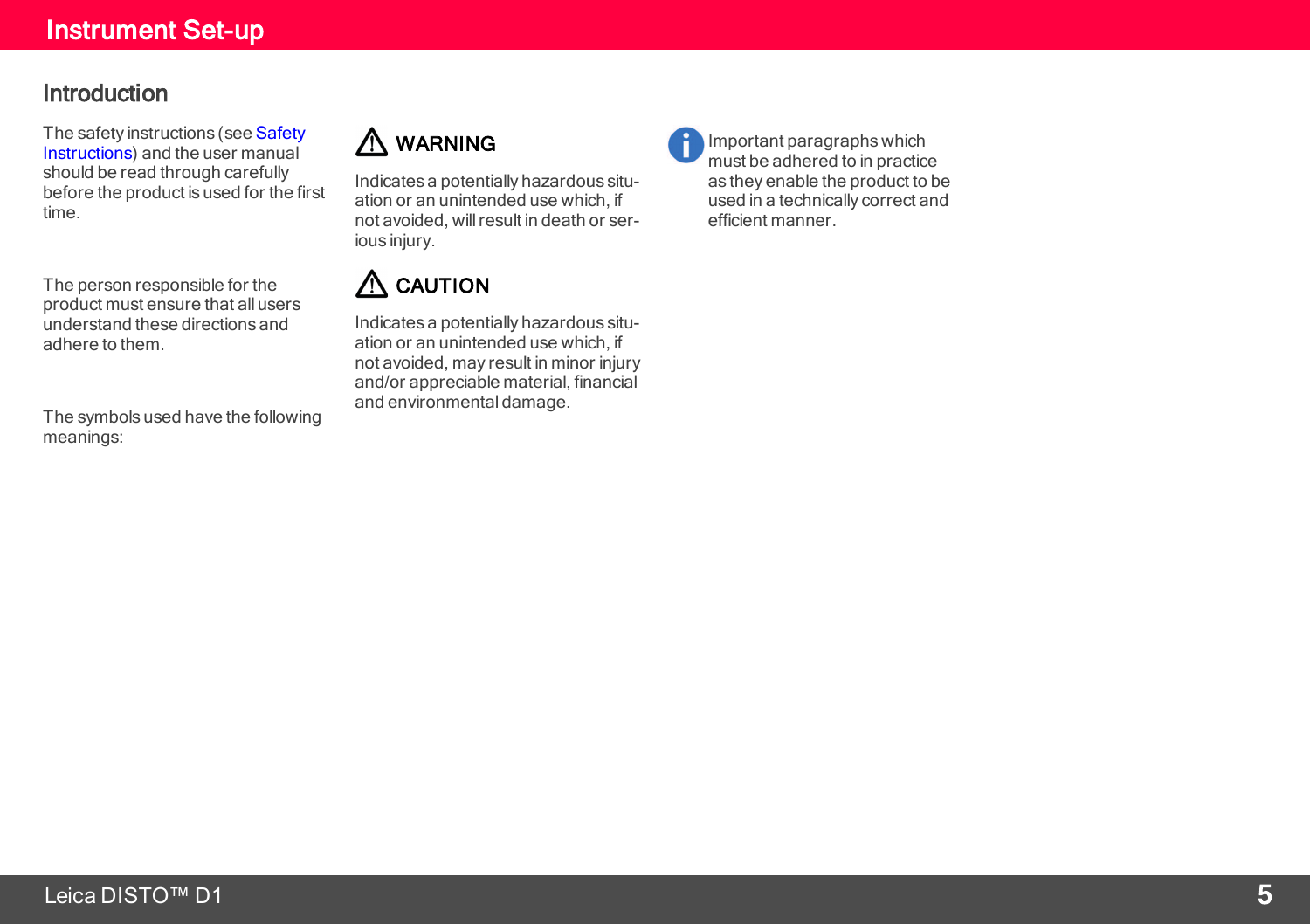# Instrument Set-up

## Introduction

The safety instructions (see Safety Instructions) and the user manual should be read through carefully before the product is used for the first time.

The person responsible for the product must ensure that all users understand these directions and adhere to them.

The symbols used have the following meanings:

### ⚠ WARNING

Indicates a potentially hazardous situation or an unintended use which, if not avoided, will result in death or serious injury.

### ⚠ CAUTION

Indicates a potentially hazardous situation or an unintended use which, if not avoided, may result in minor injury and/or appreciable material, financial and environmental damage.

Important paragraphs which must be adhered to in practice as they enable the product to be used in a technically correct and efficient manner.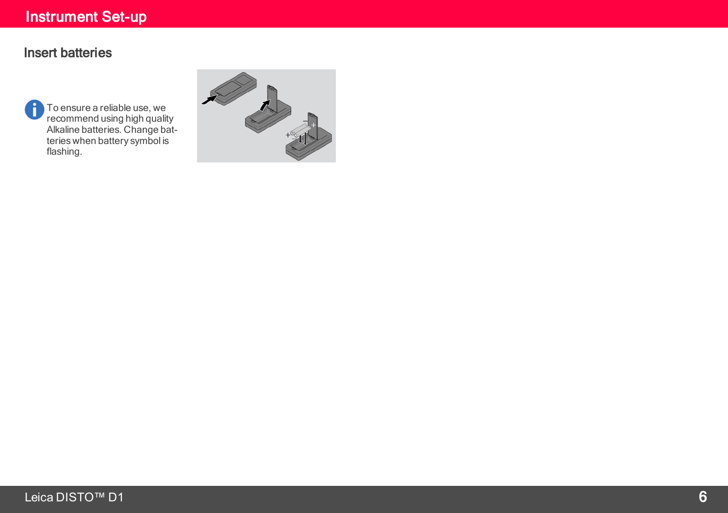# Instrument Set-up

## Insert batteries

To ensure a reliable use, we recommend using high quality Alkaline batteries. Change batteries when battery symbol is flashing.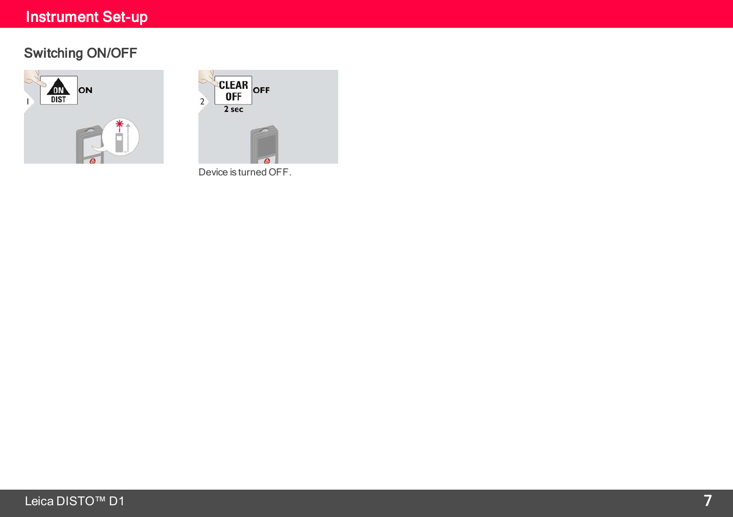# Instrument Set-up

## Switching ON/OFF

Device is turned OFF.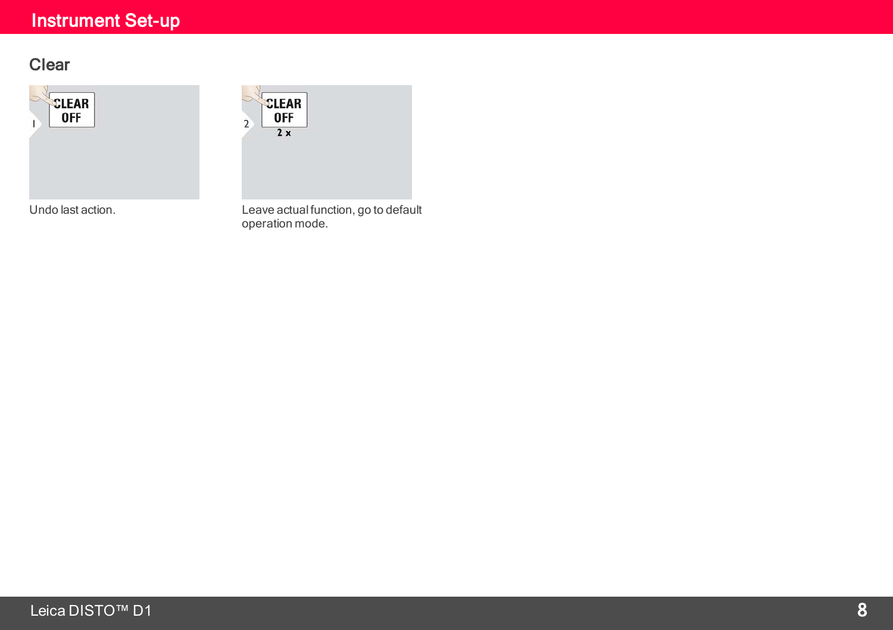## Clear

1 CLEAR OFF

Undo last action.

2 CLEAR OFF 2 x

Leave actual function, go to default operation mode.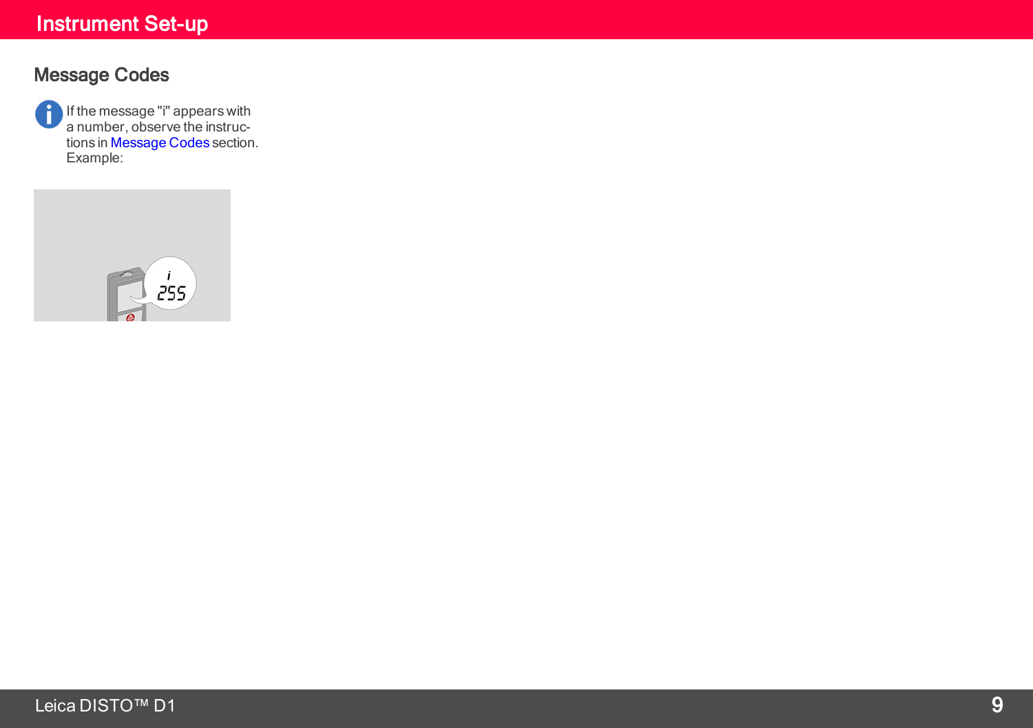## Message Codes

If the message "i" appears with a number, observe the instructions in Message Codes section. Example: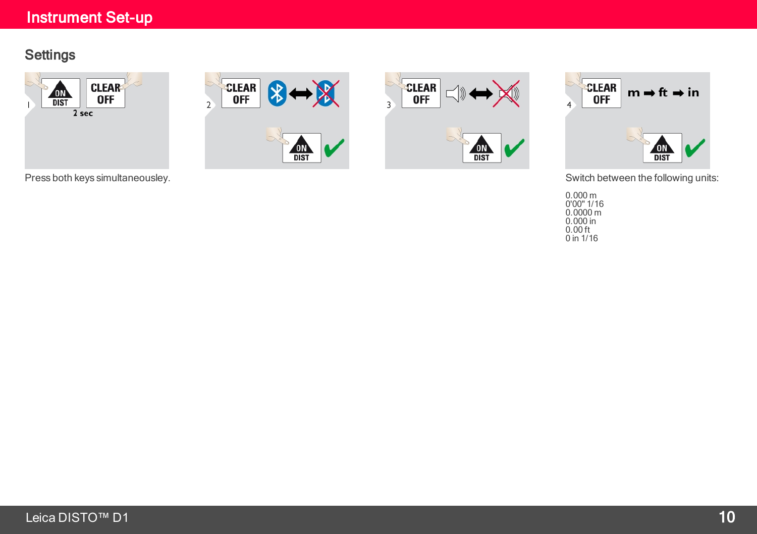# Instrument Set-up

## Settings

Press both keys simultaneousley.

Switch between the following units:

0.000 m
0'00" 1/16
0.0000 m
0.000 in
0.00 ft
0 in 1/16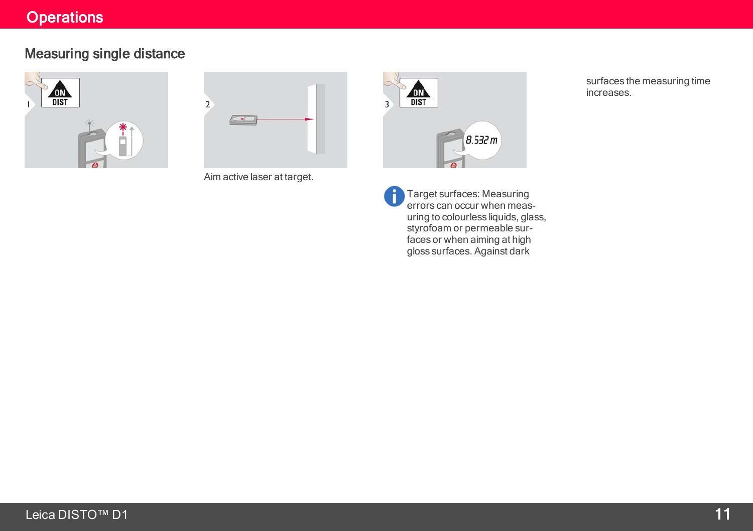# Operations

## Measuring single distance

Aim active laser at target.

Target surfaces: Measuring errors can occur when measuring to colourless liquids, glass, styrofoam or permeable surfaces or when aiming at high gloss surfaces. Against dark surfaces the measuring time increases.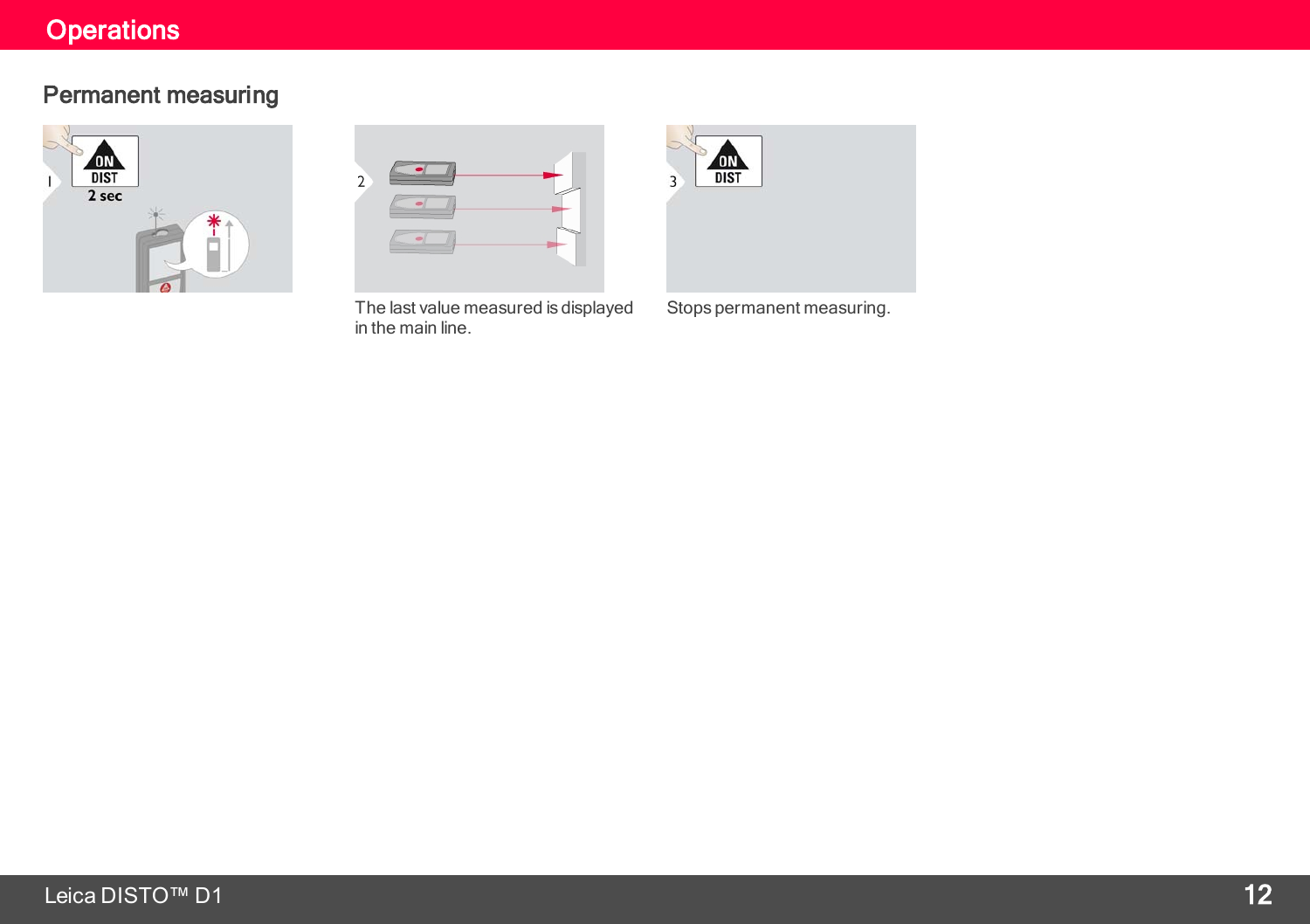# Operations

## Permanent measuring

1. ON/DIST 2 sec

2. The last value measured is displayed in the main line.

3. ON/DIST

Stops permanent measuring.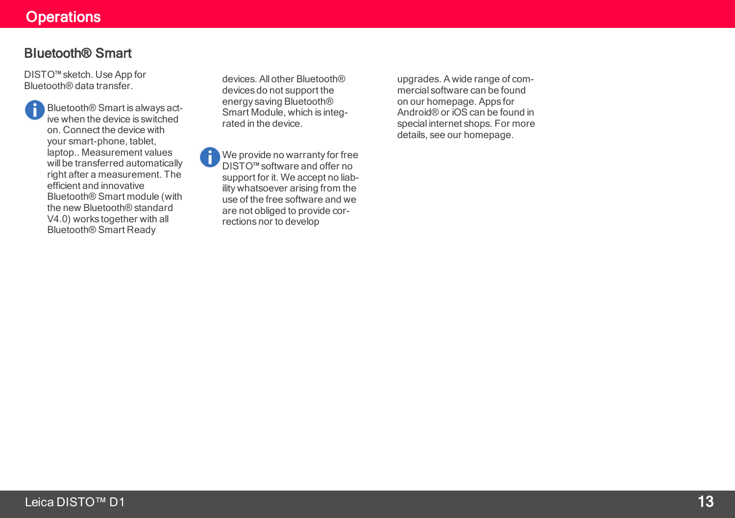## Bluetooth® Smart

DISTO™ sketch. Use App for Bluetooth® data transfer.

Bluetooth® Smart is always active when the device is switched on. Connect the device with your smart-phone, tablet, laptop.. Measurement values will be transferred automatically right after a measurement. The efficient and innovative Bluetooth® Smart module (with the new Bluetooth® standard V4.0) works together with all Bluetooth® Smart Ready devices. All other Bluetooth® devices do not support the energy saving Bluetooth® Smart Module, which is integrated in the device.

We provide no warranty for free DISTO™ software and offer no support for it. We accept no liability whatsoever arising from the use of the free software and we are not obliged to provide corrections nor to develop upgrades. A wide range of commercial software can be found on our homepage. Apps for Android® or iOS can be found in special internet shops. For more details, see our homepage.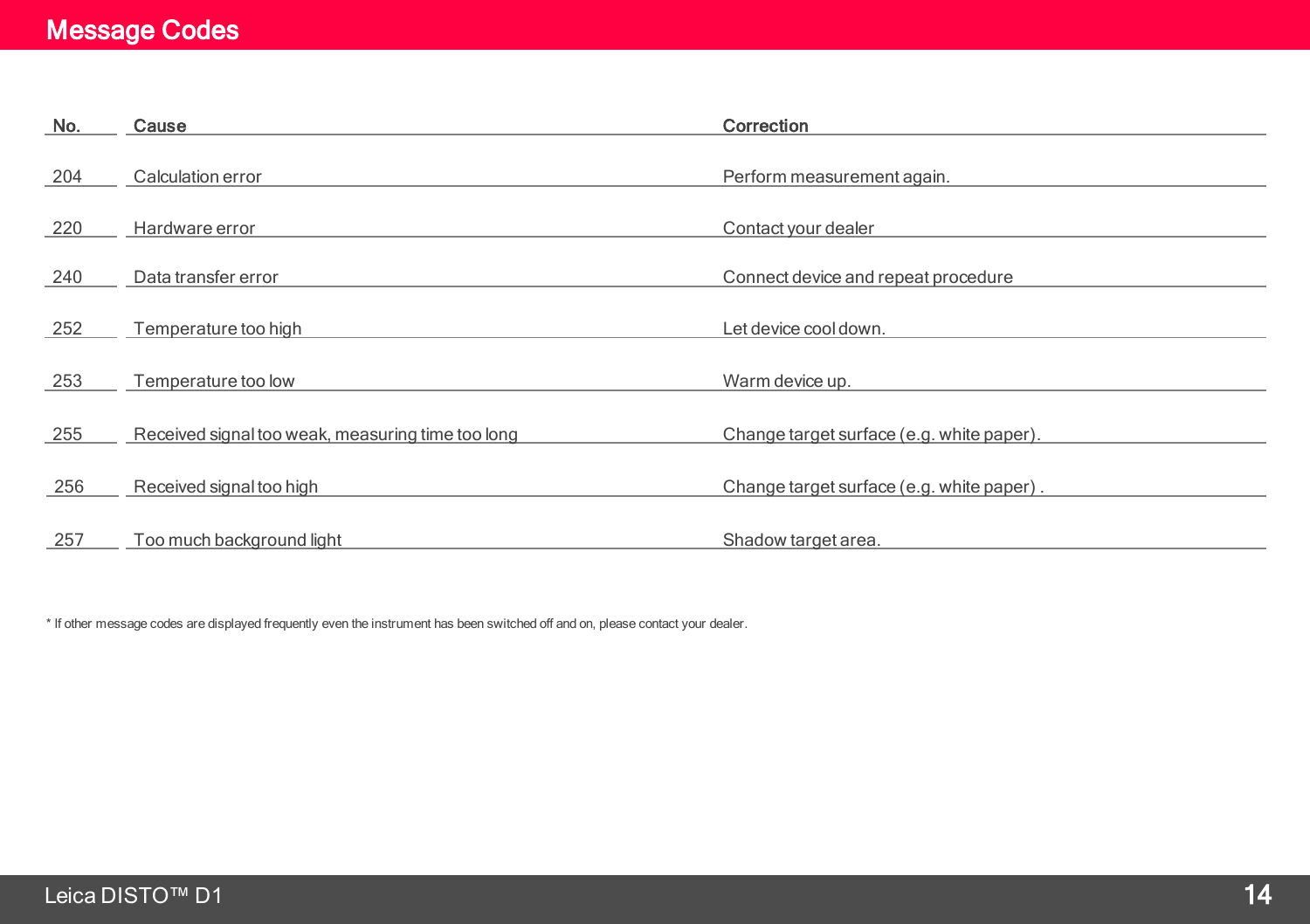# Message Codes

| No. | Cause | Correction |
| --- | --- | --- |
| 204 | Calculation error | Perform measurement again. |
| 220 | Hardware error | Contact your dealer |
| 240 | Data transfer error | Connect device and repeat procedure |
| 252 | Temperature too high | Let device cool down. |
| 253 | Temperature too low | Warm device up. |
| 255 | Received signal too weak, measuring time too long | Change target surface (e.g. white paper). |
| 256 | Received signal too high | Change target surface (e.g. white paper) . |
| 257 | Too much background light | Shadow target area. |

* If other message codes are displayed frequently even the instrument has been switched off and on, please contact your dealer.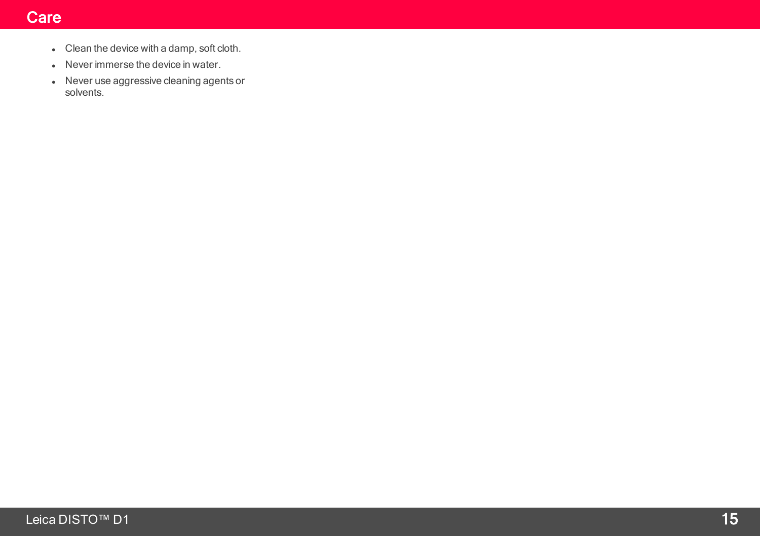# Care

- Clean the device with a damp, soft cloth.
- Never immerse the device in water.
- Never use aggressive cleaning agents or solvents.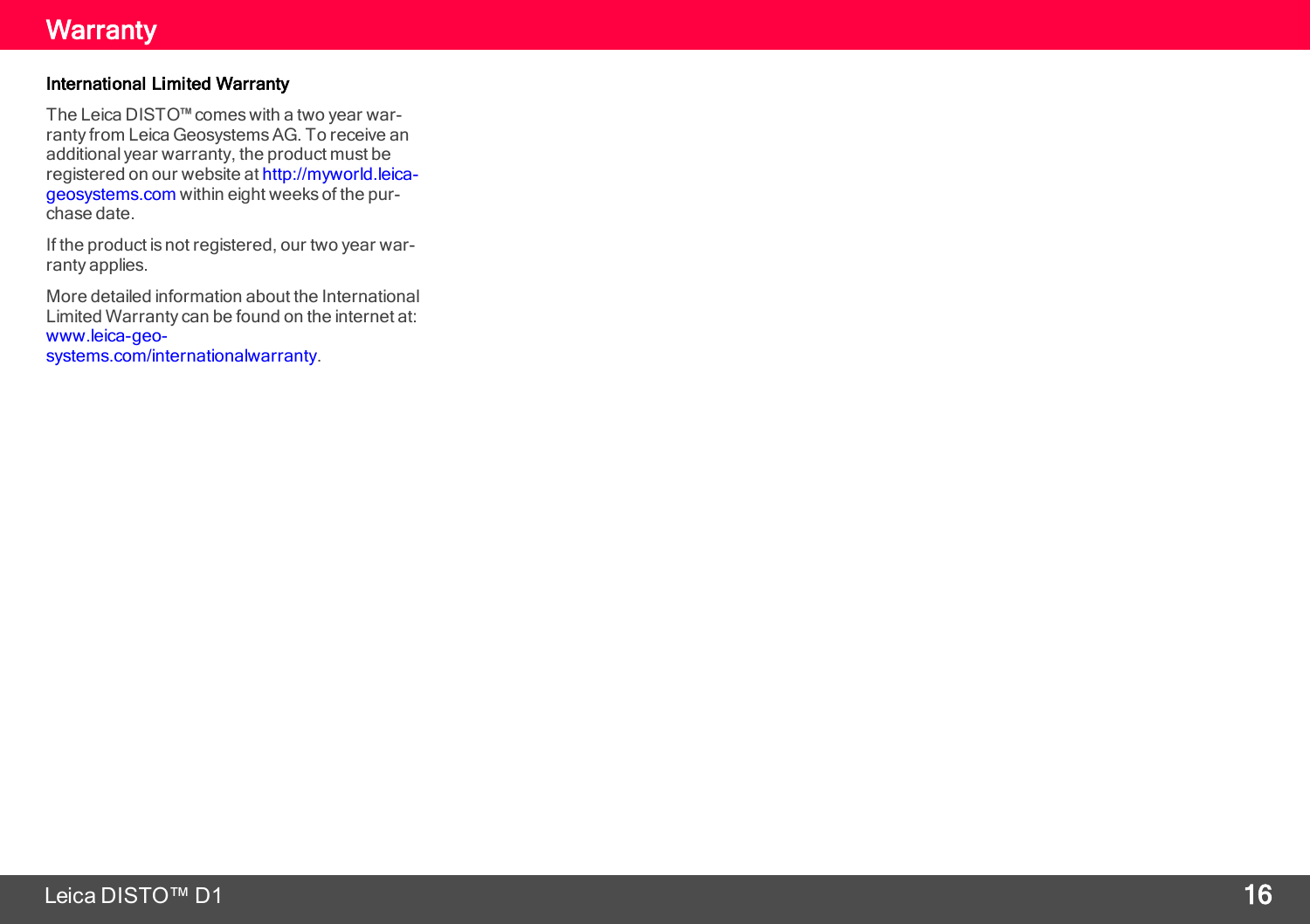# Warranty

## International Limited Warranty

The Leica DISTO™ comes with a two year warranty from Leica Geosystems AG. To receive an additional year warranty, the product must be registered on our website at http://myworld.leica-geosystems.com within eight weeks of the purchase date.

If the product is not registered, our two year warranty applies.

More detailed information about the International Limited Warranty can be found on the internet at: www.leica-geosystems.com/internationalwarranty.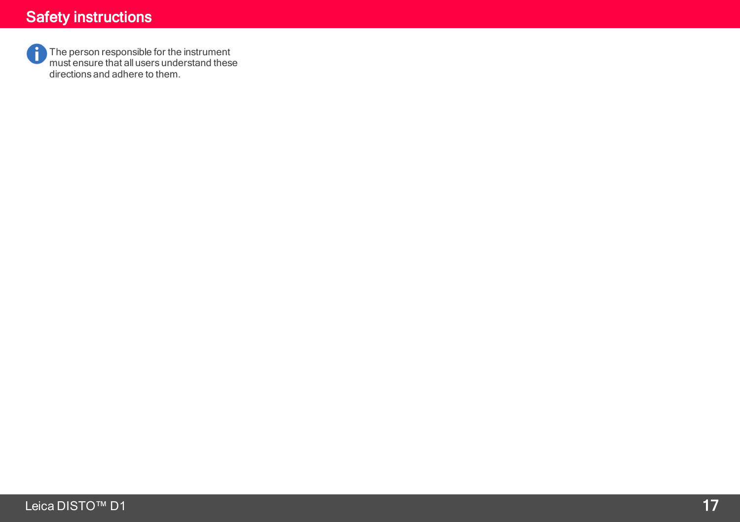# Safety instructions

The person responsible for the instrument must ensure that all users understand these directions and adhere to them.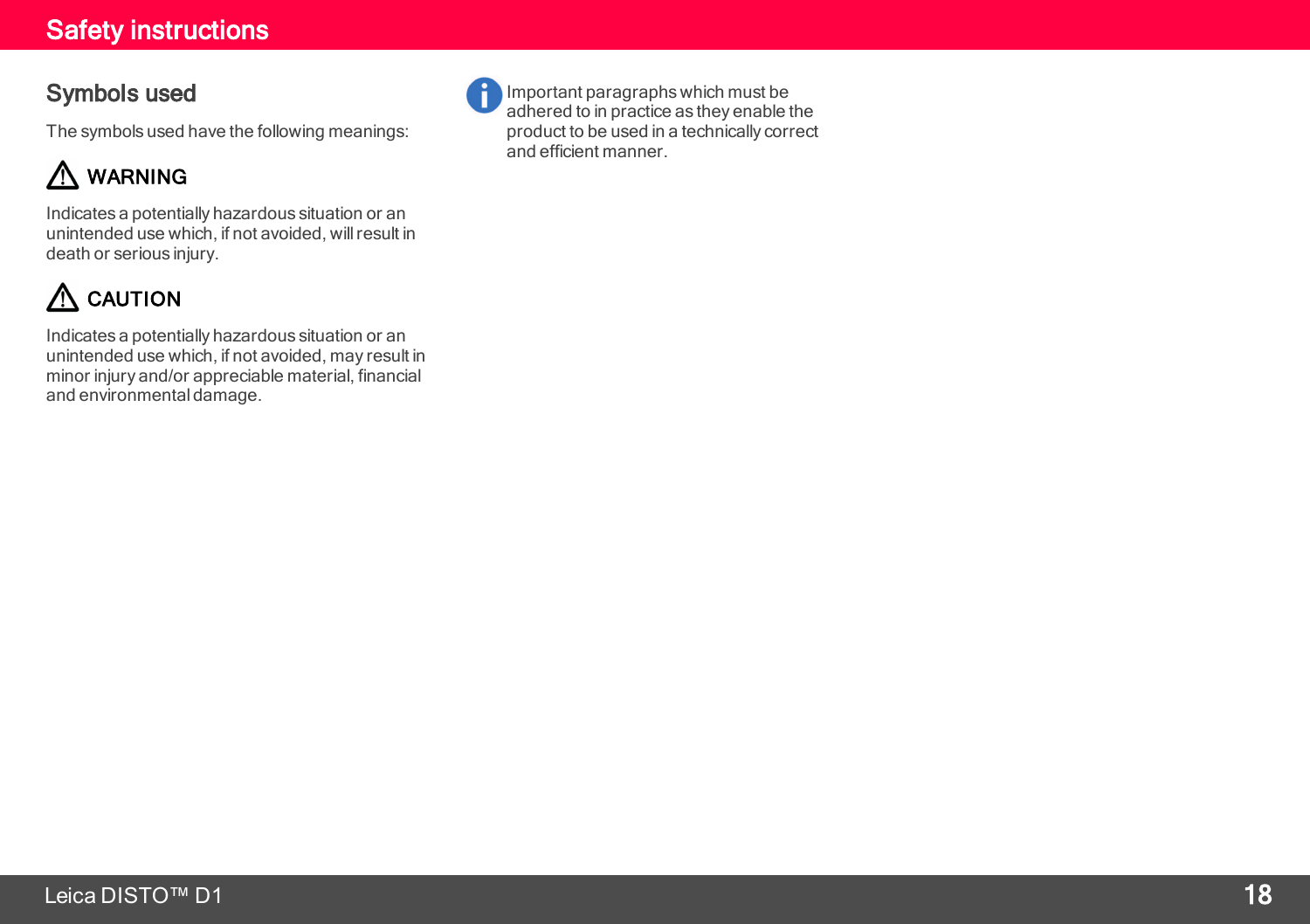# Safety instructions

## Symbols used

The symbols used have the following meanings:

### ⚠ WARNING

Indicates a potentially hazardous situation or an unintended use which, if not avoided, will result in death or serious injury.

### ⚠ CAUTION

Indicates a potentially hazardous situation or an unintended use which, if not avoided, may result in minor injury and/or appreciable material, financial and environmental damage.

ℹ Important paragraphs which must be adhered to in practice as they enable the product to be used in a technically correct and efficient manner.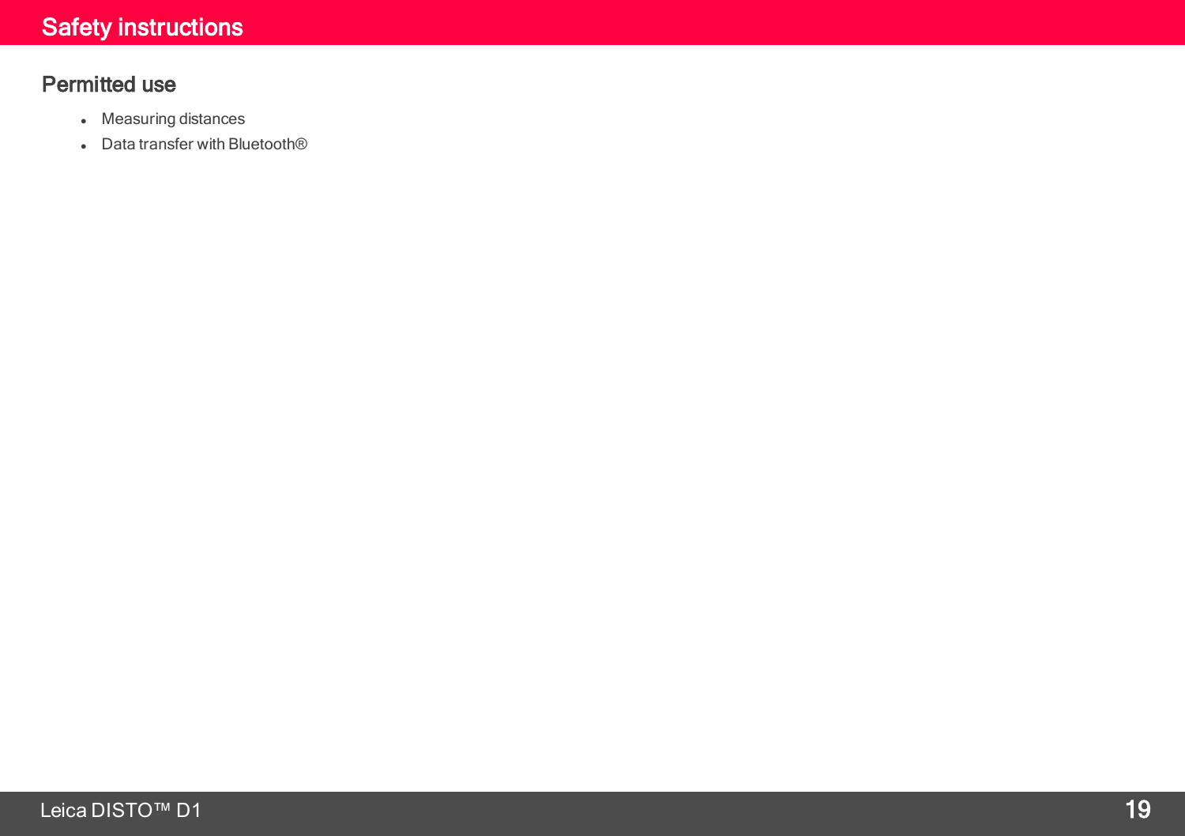# Safety instructions

## Permitted use

- Measuring distances
- Data transfer with Bluetooth®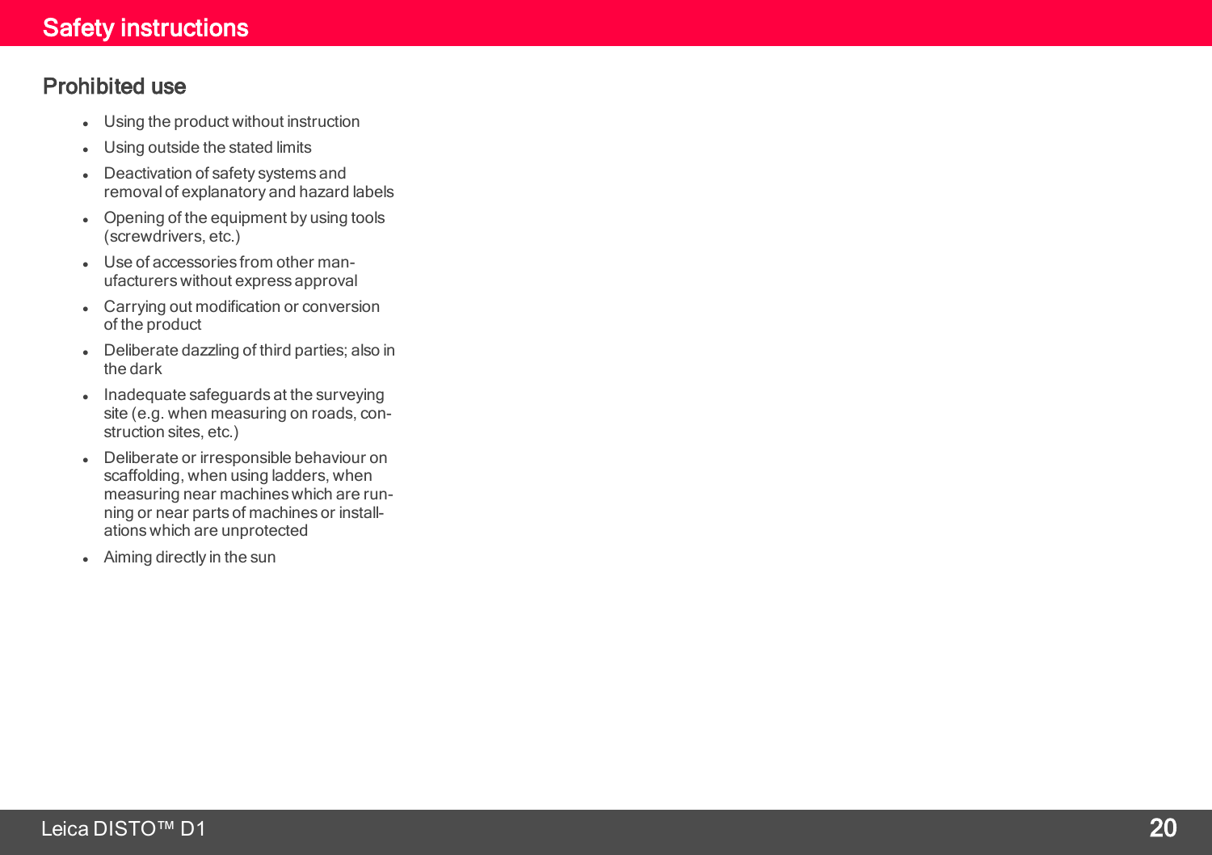# Safety instructions

## Prohibited use

- Using the product without instruction
- Using outside the stated limits
- Deactivation of safety systems and removal of explanatory and hazard labels
- Opening of the equipment by using tools (screwdrivers, etc.)
- Use of accessories from other manufacturers without express approval
- Carrying out modification or conversion of the product
- Deliberate dazzling of third parties; also in the dark
- Inadequate safeguards at the surveying site (e.g. when measuring on roads, construction sites, etc.)
- Deliberate or irresponsible behaviour on scaffolding, when using ladders, when measuring near machines which are running or near parts of machines or installations which are unprotected
- Aiming directly in the sun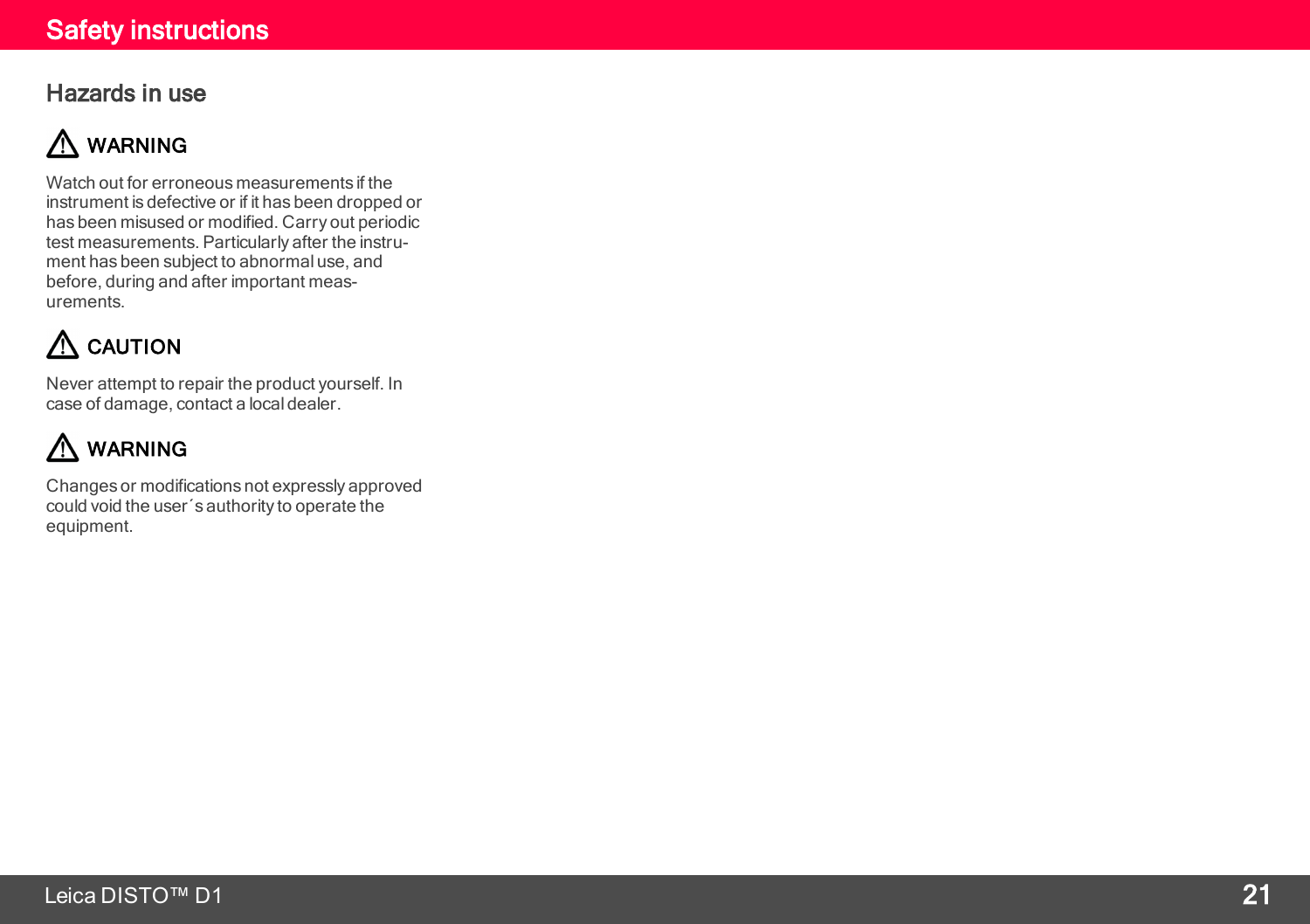## Hazards in use

### ⚠ WARNING

Watch out for erroneous measurements if the instrument is defective or if it has been dropped or has been misused or modified. Carry out periodic test measurements. Particularly after the instrument has been subject to abnormal use, and before, during and after important measurements.

### ⚠ CAUTION

Never attempt to repair the product yourself. In case of damage, contact a local dealer.

### ⚠ WARNING

Changes or modifications not expressly approved could void the user´s authority to operate the equipment.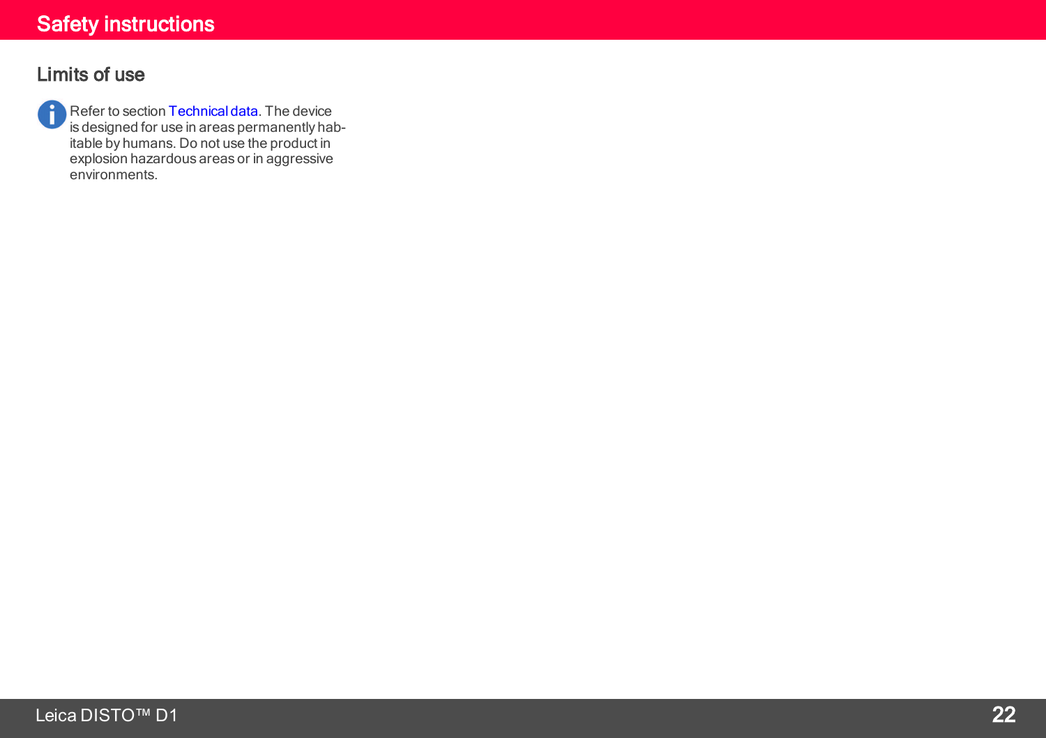# Safety instructions

## Limits of use

Refer to section Technical data. The device is designed for use in areas permanently habitable by humans. Do not use the product in explosion hazardous areas or in aggressive environments.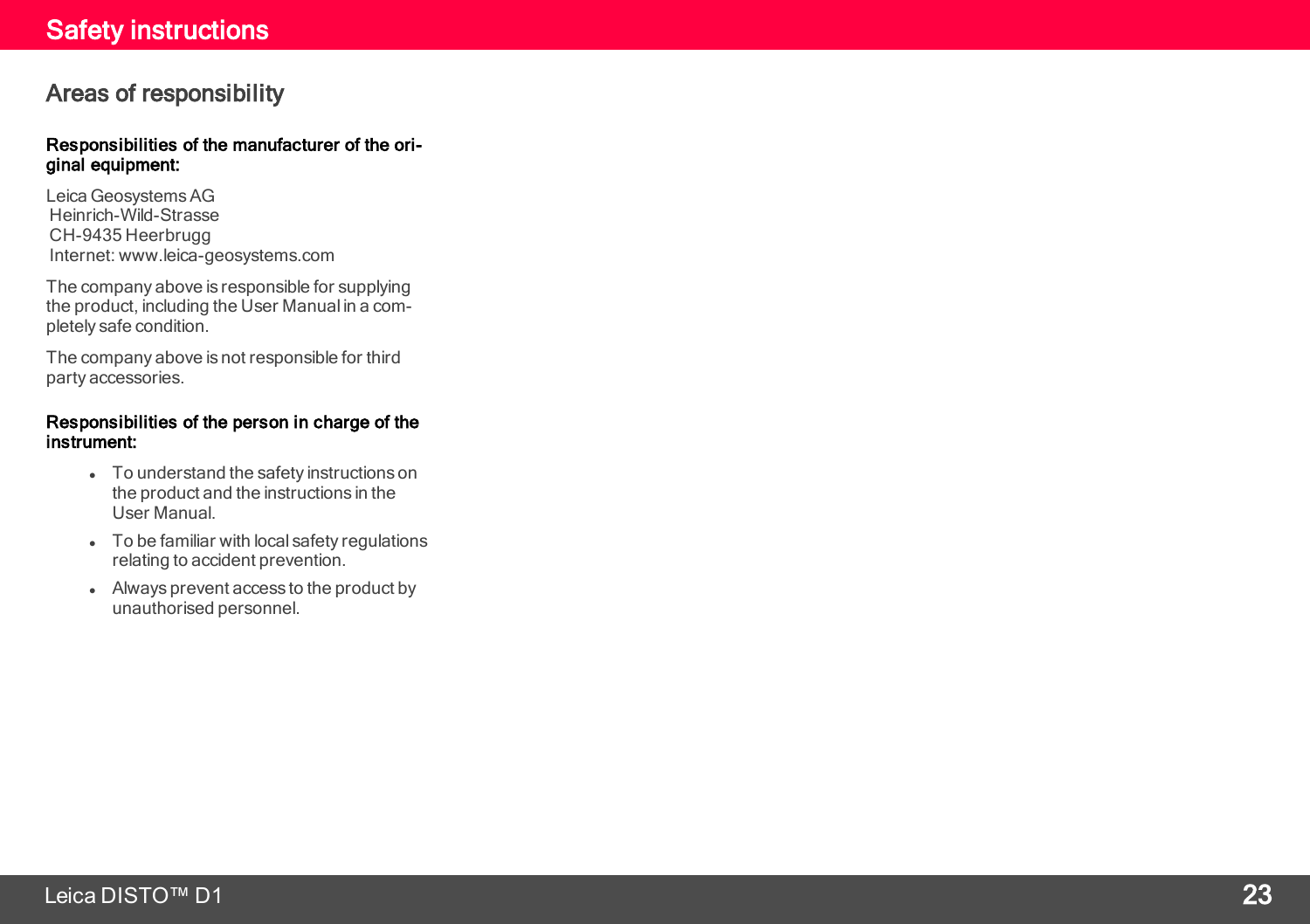# Safety instructions

## Areas of responsibility

**Responsibilities of the manufacturer of the original equipment:**

Leica Geosystems AG
Heinrich-Wild-Strasse
CH-9435 Heerbrugg
Internet: www.leica-geosystems.com

The company above is responsible for supplying the product, including the User Manual in a completely safe condition.

The company above is not responsible for third party accessories.

**Responsibilities of the person in charge of the instrument:**

- To understand the safety instructions on the product and the instructions in the User Manual.
- To be familiar with local safety regulations relating to accident prevention.
- Always prevent access to the product by unauthorised personnel.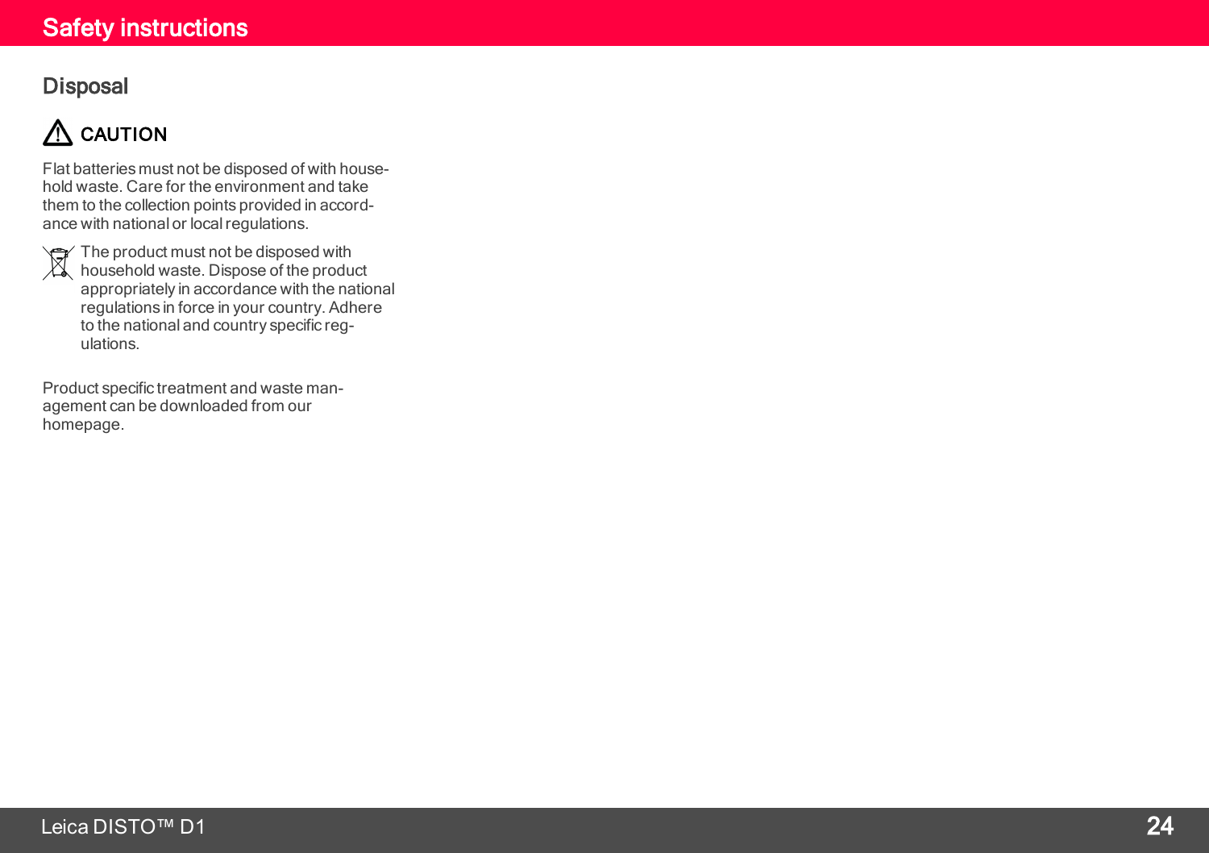# Safety instructions

## Disposal

⚠ CAUTION

Flat batteries must not be disposed of with household waste. Care for the environment and take them to the collection points provided in accordance with national or local regulations.

The product must not be disposed with household waste. Dispose of the product appropriately in accordance with the national regulations in force in your country. Adhere to the national and country specific regulations.

Product specific treatment and waste management can be downloaded from our homepage.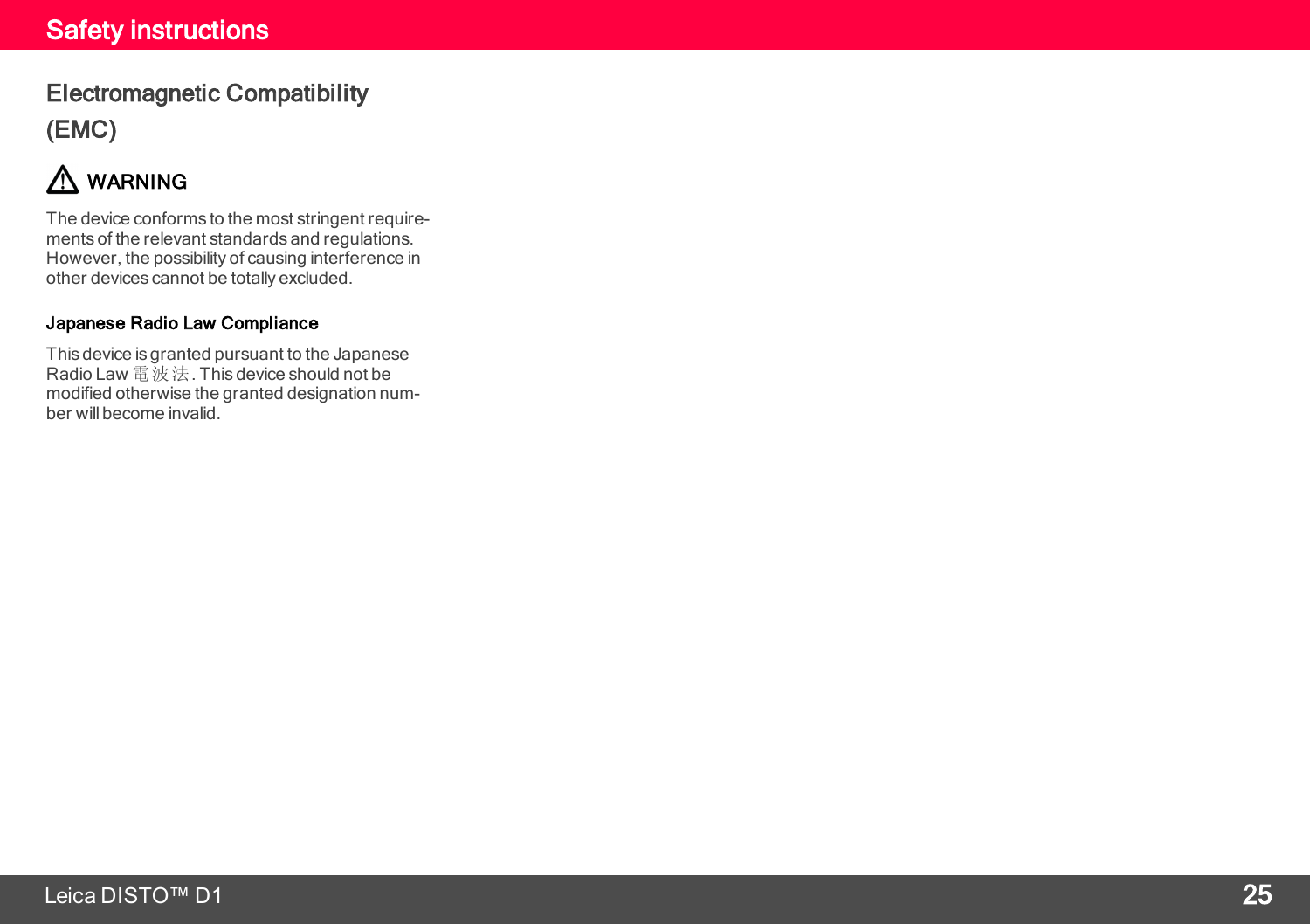## Electromagnetic Compatibility (EMC)

⚠ **WARNING**

The device conforms to the most stringent requirements of the relevant standards and regulations. However, the possibility of causing interference in other devices cannot be totally excluded.

**Japanese Radio Law Compliance**

This device is granted pursuant to the Japanese Radio Law 電波法. This device should not be modified otherwise the granted designation number will become invalid.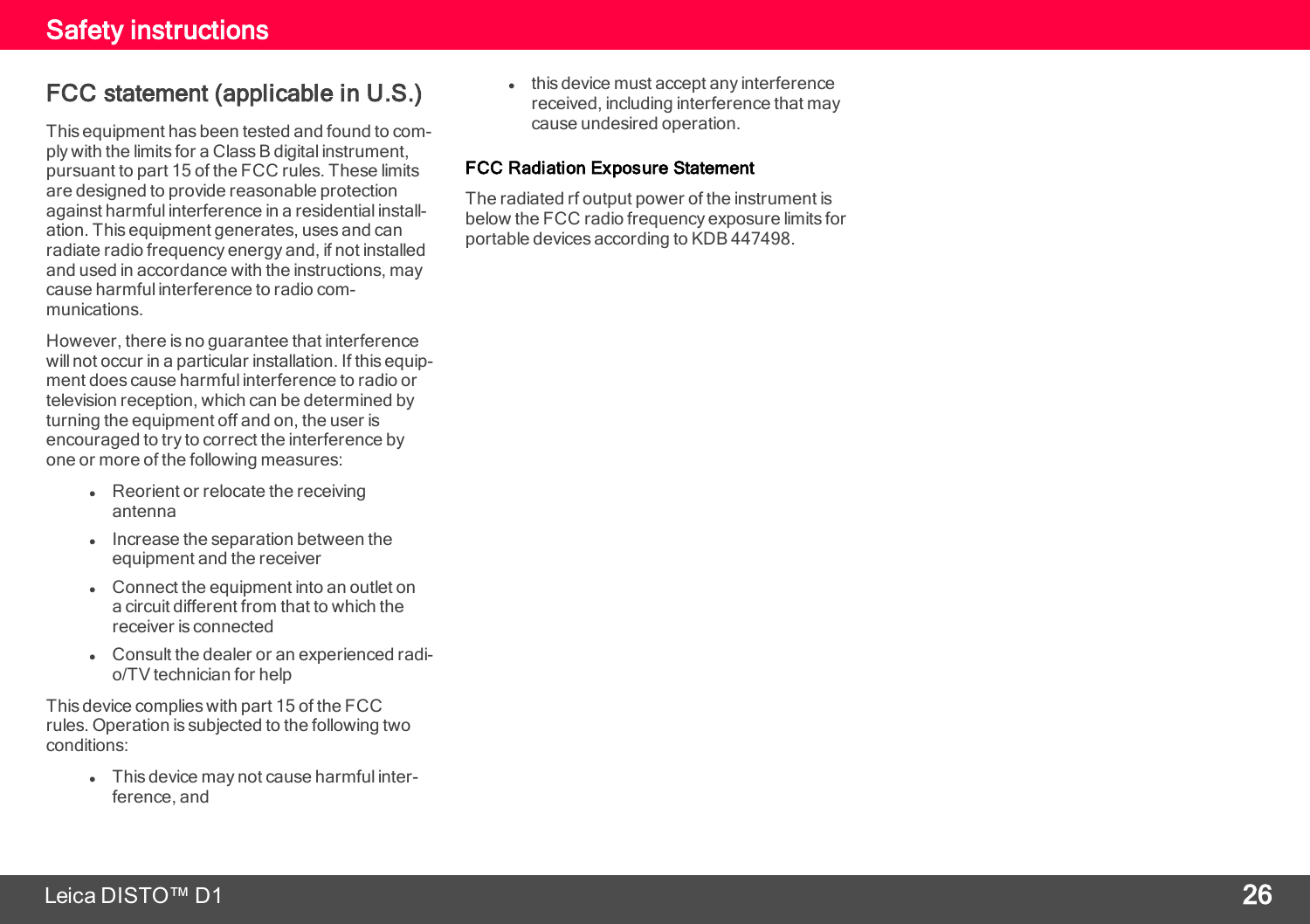## FCC statement (applicable in U.S.)

This equipment has been tested and found to comply with the limits for a Class B digital instrument, pursuant to part 15 of the FCC rules. These limits are designed to provide reasonable protection against harmful interference in a residential installation. This equipment generates, uses and can radiate radio frequency energy and, if not installed and used in accordance with the instructions, may cause harmful interference to radio communications.

However, there is no guarantee that interference will not occur in a particular installation. If this equipment does cause harmful interference to radio or television reception, which can be determined by turning the equipment off and on, the user is encouraged to try to correct the interference by one or more of the following measures:

- Reorient or relocate the receiving antenna
- Increase the separation between the equipment and the receiver
- Connect the equipment into an outlet on a circuit different from that to which the receiver is connected
- Consult the dealer or an experienced radio/TV technician for help

This device complies with part 15 of the FCC rules. Operation is subjected to the following two conditions:

- This device may not cause harmful interference, and
- this device must accept any interference received, including interference that may cause undesired operation.

### FCC Radiation Exposure Statement

The radiated rf output power of the instrument is below the FCC radio frequency exposure limits for portable devices according to KDB 447498.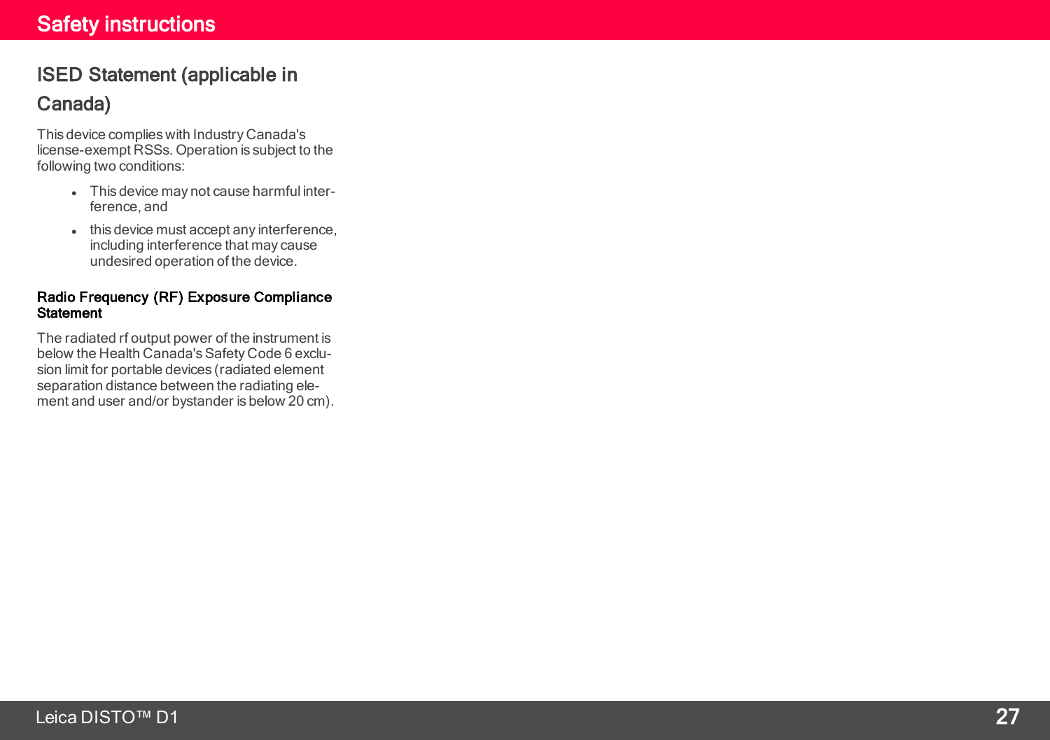## ISED Statement (applicable in Canada)

This device complies with Industry Canada's license-exempt RSSs. Operation is subject to the following two conditions:

- This device may not cause harmful interference, and
- this device must accept any interference, including interference that may cause undesired operation of the device.

**Radio Frequency (RF) Exposure Compliance Statement**

The radiated rf output power of the instrument is below the Health Canada's Safety Code 6 exclusion limit for portable devices (radiated element separation distance between the radiating element and user and/or bystander is below 20 cm).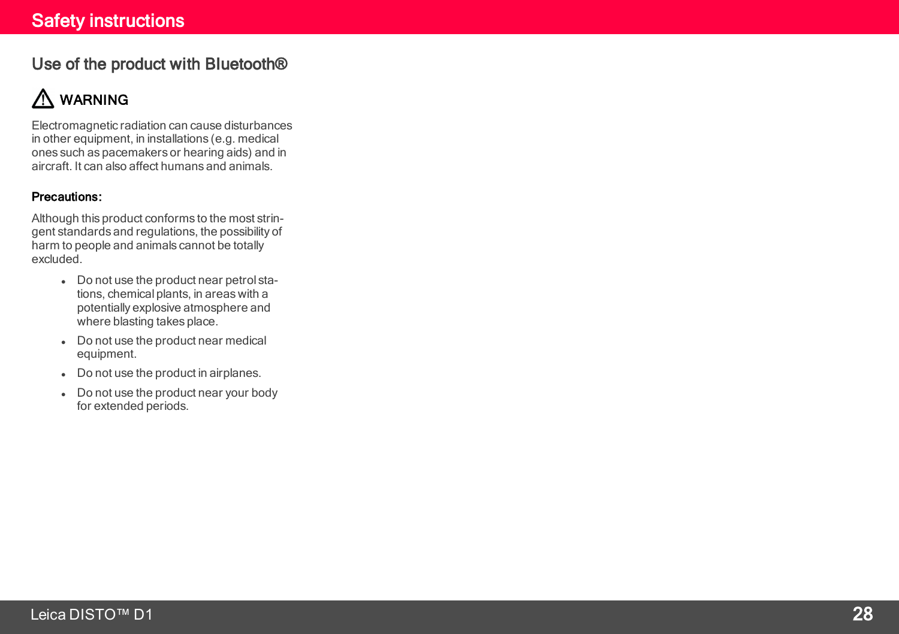## Use of the product with Bluetooth®

### ⚠ WARNING

Electromagnetic radiation can cause disturbances in other equipment, in installations (e.g. medical ones such as pacemakers or hearing aids) and in aircraft. It can also affect humans and animals.

**Precautions:**

Although this product conforms to the most stringent standards and regulations, the possibility of harm to people and animals cannot be totally excluded.

- Do not use the product near petrol stations, chemical plants, in areas with a potentially explosive atmosphere and where blasting takes place.
- Do not use the product near medical equipment.
- Do not use the product in airplanes.
- Do not use the product near your body for extended periods.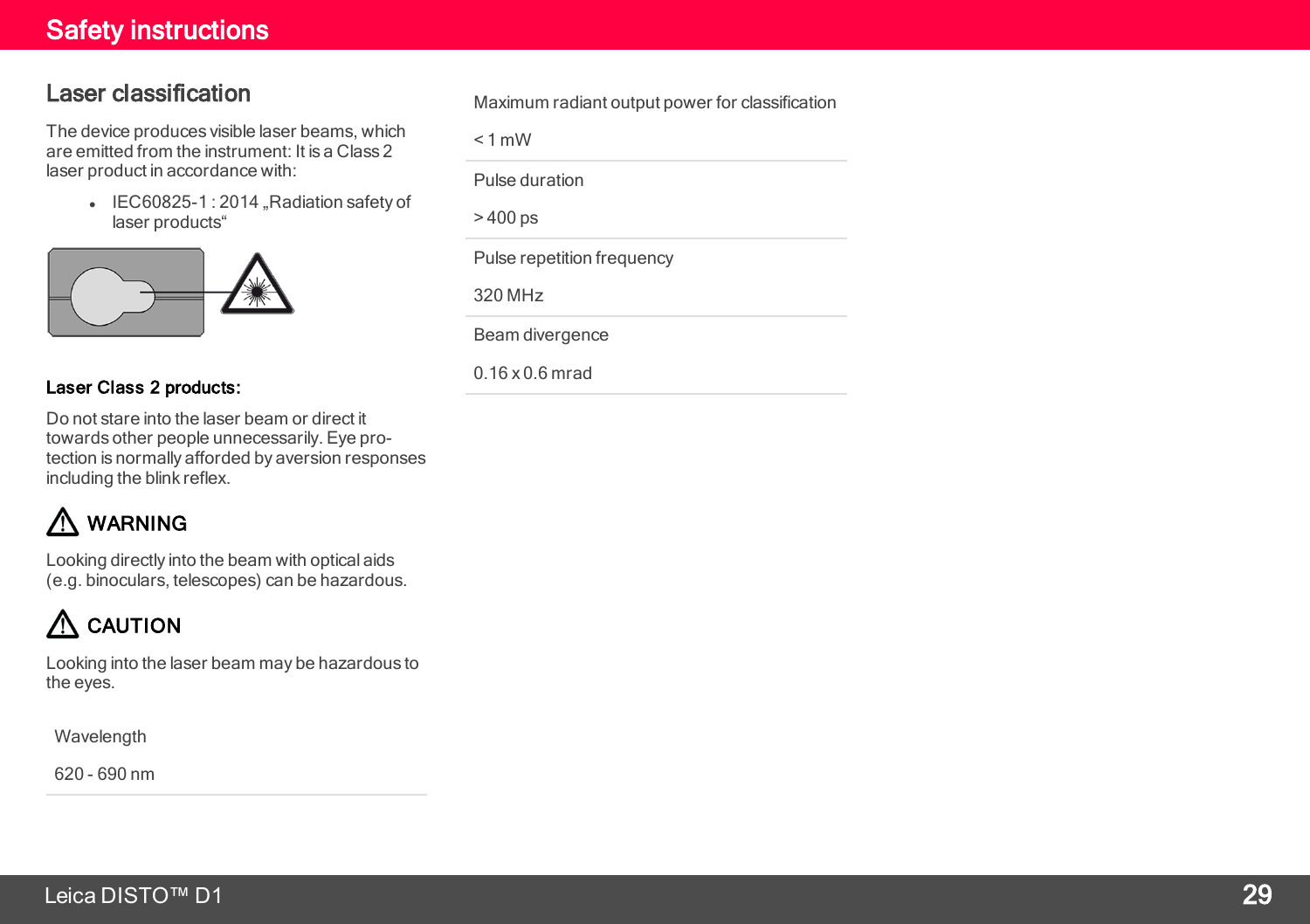# Safety instructions

## Laser classification

The device produces visible laser beams, which are emitted from the instrument: It is a Class 2 laser product in accordance with:

- IEC60825-1 : 2014 „Radiation safety of laser products“

**Laser Class 2 products:**

Do not stare into the laser beam or direct it towards other people unnecessarily. Eye protection is normally afforded by aversion responses including the blink reflex.

⚠ **WARNING**

Looking directly into the beam with optical aids (e.g. binoculars, telescopes) can be hazardous.

⚠ **CAUTION**

Looking into the laser beam may be hazardous to the eyes.

| Parameter | Value |
|---|---|
| Wavelength | 620 - 690 nm |
| Maximum radiant output power for classification | < 1 mW |
| Pulse duration | > 400 ps |
| Pulse repetition frequency | 320 MHz |
| Beam divergence | 0.16 x 0.6 mrad |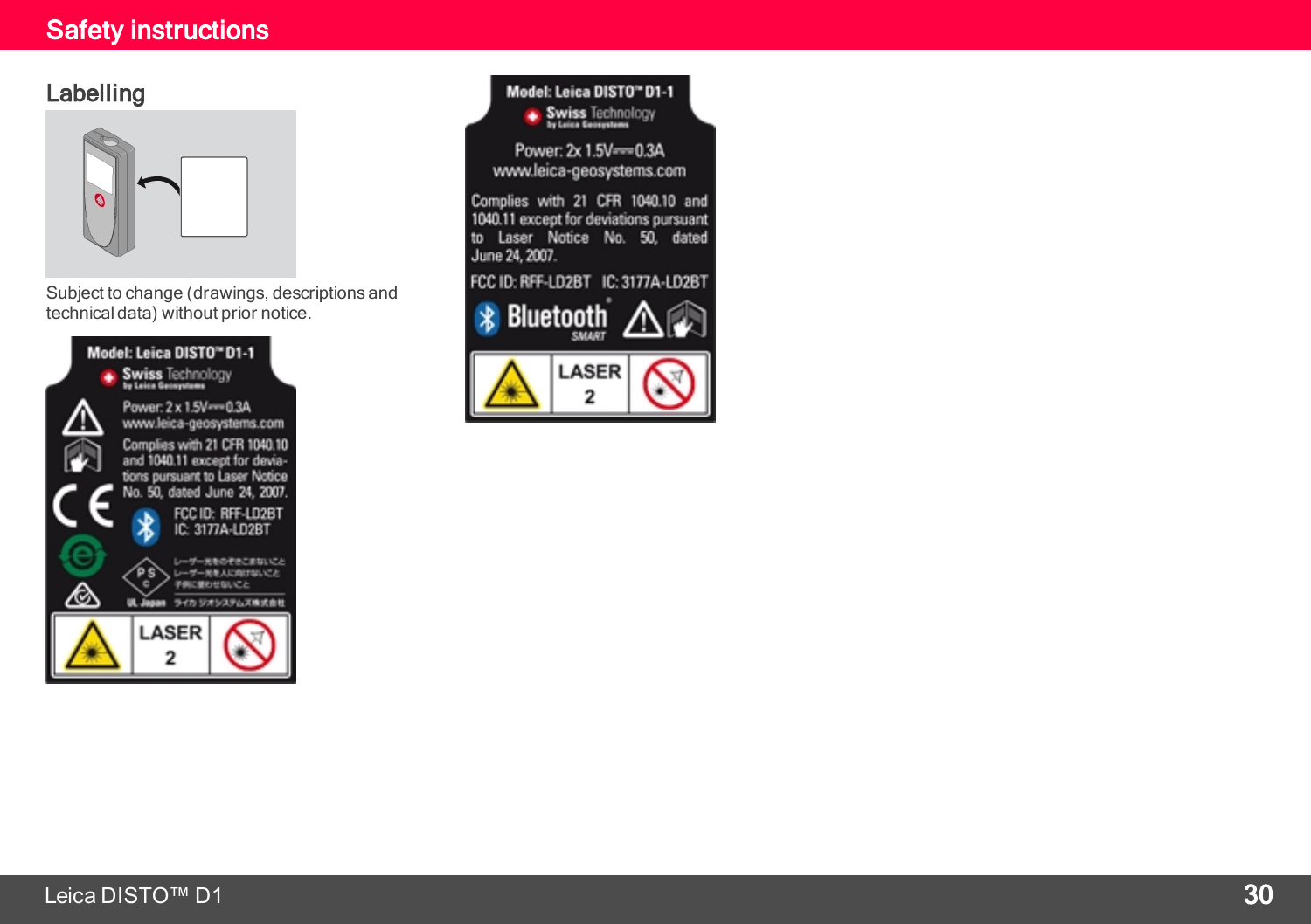# Safety instructions

## Labelling

Subject to change (drawings, descriptions and technical data) without prior notice.

Model: Leica DISTO™ D1-1

Swiss Technology by Leica Geosystems

Power: 2 x 1.5V⎓0.3A

www.leica-geosystems.com

Complies with 21 CFR 1040.10 and 1040.11 except for deviations pursuant to Laser Notice No. 50, dated June 24, 2007.

FCC ID: RFF-LD2BT

IC: 3177A-LD2BT

レーザー光をのぞきこまないこと
レーザー光を人に向けないこと
子供に使わせないこと

UL Japan

ライカ ジオシステムズ株式会社

LASER 2

Model: Leica DISTO™ D1-1

Swiss Technology by Leica Geosystems

Power: 2x 1.5V⎓0.3A

www.leica-geosystems.com

Complies with 21 CFR 1040.10 and 1040.11 except for deviations pursuant to Laser Notice No. 50, dated June 24, 2007.

FCC ID: RFF-LD2BT IC: 3177A-LD2BT

Bluetooth SMART

LASER 2